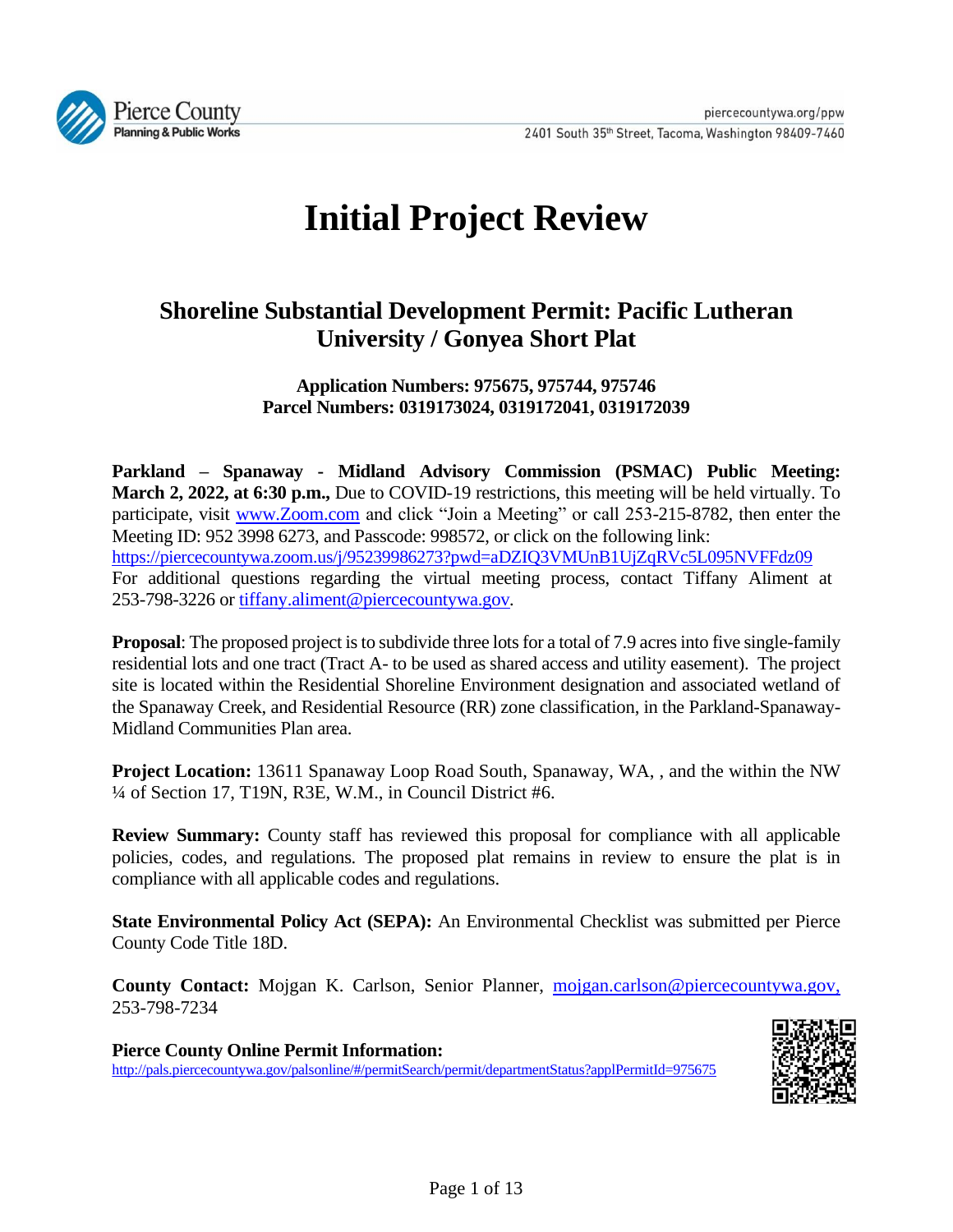Pierce County
Planning & Public Works

piercecountywa.org/ppw
2401 South 35th Street, Tacoma, Washington 98409-7460

# Initial Project Review

## Shoreline Substantial Development Permit: Pacific Lutheran University / Gonyea Short Plat

**Application Numbers: 975675, 975744, 975746**
**Parcel Numbers: 0319173024, 0319172041, 0319172039**

**Parkland – Spanaway - Midland Advisory Commission (PSMAC) Public Meeting: March 2, 2022, at 6:30 p.m.,** Due to COVID-19 restrictions, this meeting will be held virtually. To participate, visit www.Zoom.com and click "Join a Meeting" or call 253-215-8782, then enter the Meeting ID: 952 3998 6273, and Passcode: 998572, or click on the following link: https://piercecountywa.zoom.us/j/95239986273?pwd=aDZIQ3VMUnB1UjZqRVc5L095NVFFdz09 For additional questions regarding the virtual meeting process, contact Tiffany Aliment at 253-798-3226 or tiffany.aliment@piercecountywa.gov.

**Proposal**: The proposed project is to subdivide three lots for a total of 7.9 acres into five single-family residential lots and one tract (Tract A- to be used as shared access and utility easement). The project site is located within the Residential Shoreline Environment designation and associated wetland of the Spanaway Creek, and Residential Resource (RR) zone classification, in the Parkland-Spanaway-Midland Communities Plan area.

**Project Location:** 13611 Spanaway Loop Road South, Spanaway, WA, , and the within the NW ¼ of Section 17, T19N, R3E, W.M., in Council District #6.

**Review Summary:** County staff has reviewed this proposal for compliance with all applicable policies, codes, and regulations. The proposed plat remains in review to ensure the plat is in compliance with all applicable codes and regulations.

**State Environmental Policy Act (SEPA):** An Environmental Checklist was submitted per Pierce County Code Title 18D.

**County Contact:** Mojgan K. Carlson, Senior Planner, mojgan.carlson@piercecountywa.gov, 253-798-7234

**Pierce County Online Permit Information:**
http://pals.piercecountywa.gov/palsonline/#/permitSearch/permit/departmentStatus?applPermitId=975675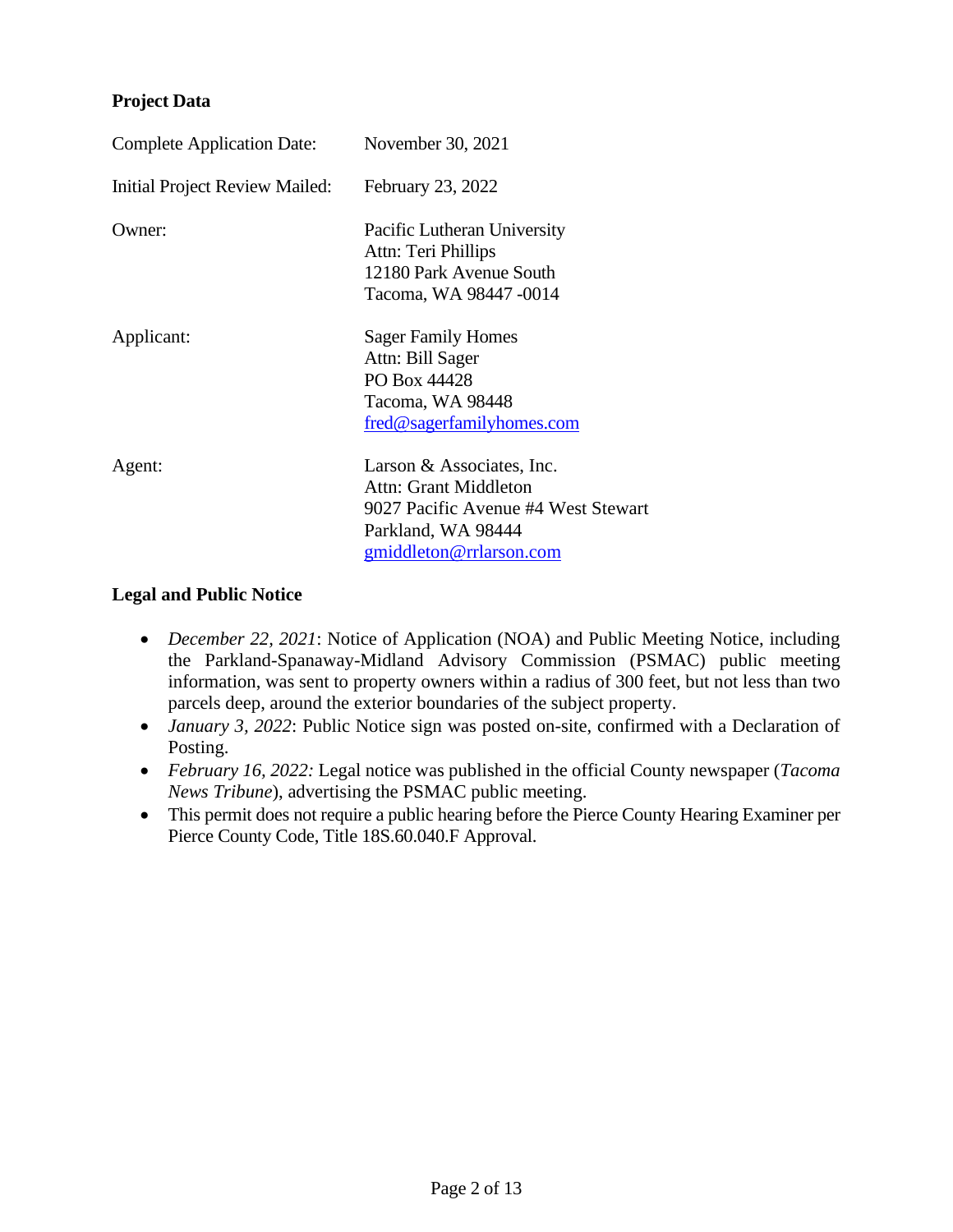**Project Data**

| | |
|---|---|
| Complete Application Date: | November 30, 2021 |
| Initial Project Review Mailed: | February 23, 2022 |
| Owner: | Pacific Lutheran University<br>Attn: Teri Phillips<br>12180 Park Avenue South<br>Tacoma, WA 98447 -0014 |
| Applicant: | Sager Family Homes<br>Attn: Bill Sager<br>PO Box 44428<br>Tacoma, WA 98448<br>fred@sagerfamilyhomes.com |
| Agent: | Larson & Associates, Inc.<br>Attn: Grant Middleton<br>9027 Pacific Avenue #4 West Stewart<br>Parkland, WA 98444<br>gmiddleton@rrlarson.com |

**Legal and Public Notice**

- *December 22, 2021*: Notice of Application (NOA) and Public Meeting Notice, including the Parkland-Spanaway-Midland Advisory Commission (PSMAC) public meeting information, was sent to property owners within a radius of 300 feet, but not less than two parcels deep, around the exterior boundaries of the subject property.
- *January 3, 2022*: Public Notice sign was posted on-site, confirmed with a Declaration of Posting.
- *February 16, 2022:* Legal notice was published in the official County newspaper (*Tacoma News Tribune*), advertising the PSMAC public meeting.
- This permit does not require a public hearing before the Pierce County Hearing Examiner per Pierce County Code, Title 18S.60.040.F Approval.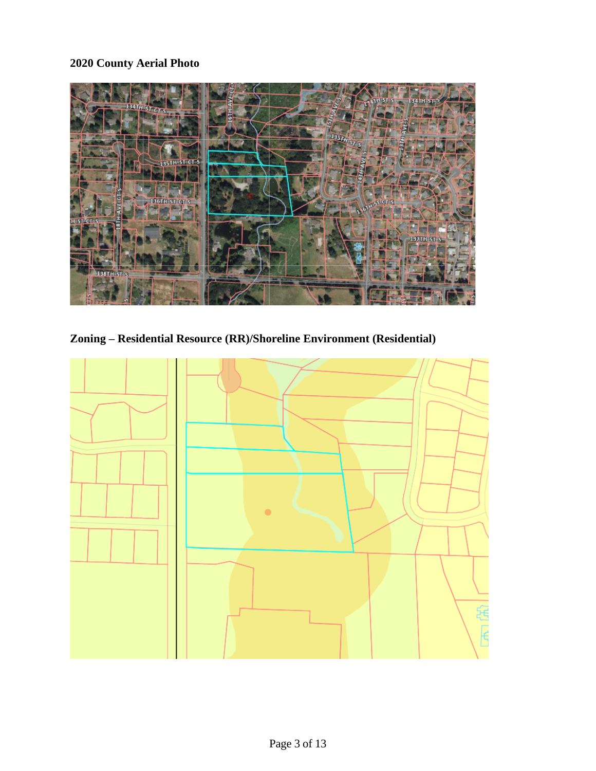**2020 County Aerial Photo**

**Zoning – Residential Resource (RR)/Shoreline Environment (Residential)**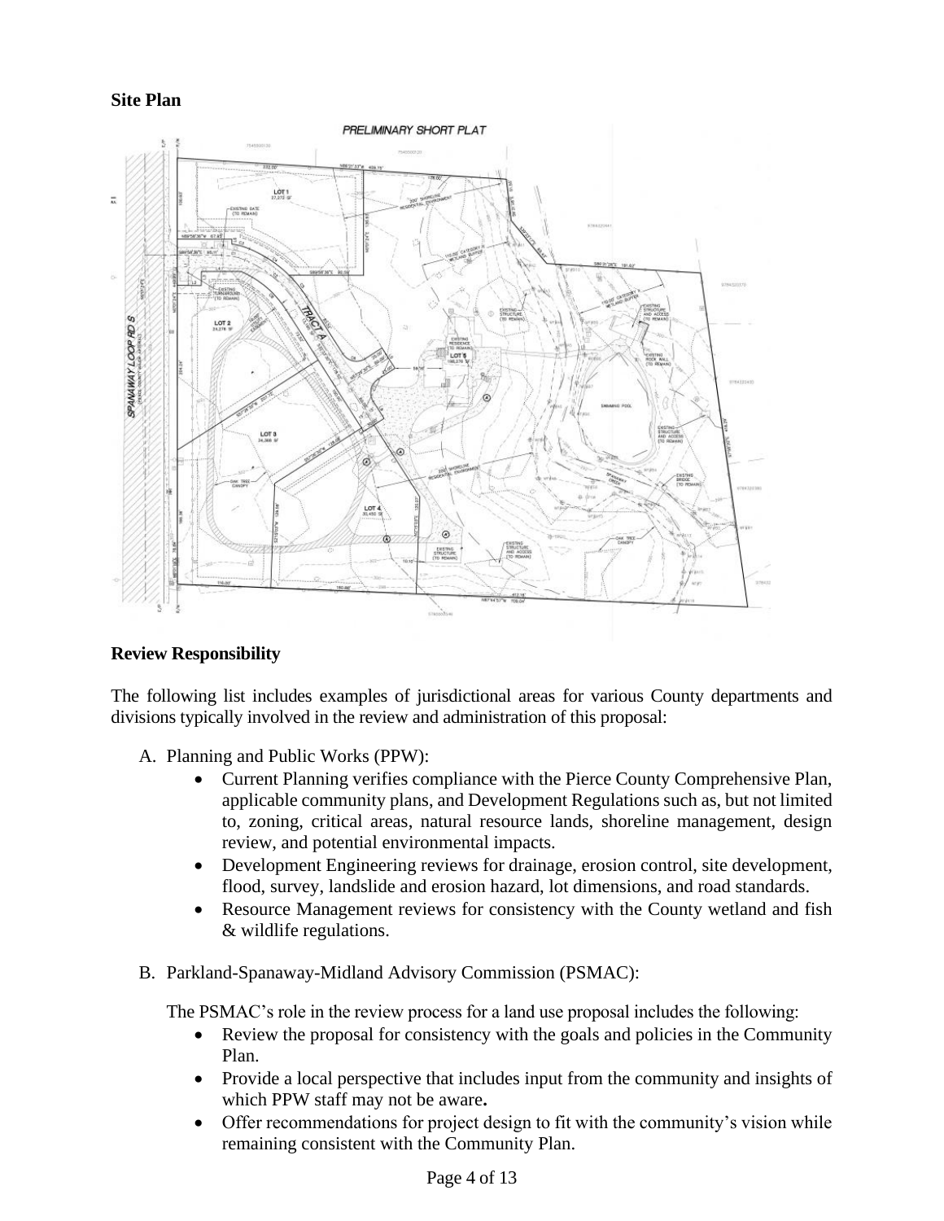**Site Plan**

**Review Responsibility**

The following list includes examples of jurisdictional areas for various County departments and divisions typically involved in the review and administration of this proposal:

A. Planning and Public Works (PPW):
   - Current Planning verifies compliance with the Pierce County Comprehensive Plan, applicable community plans, and Development Regulations such as, but not limited to, zoning, critical areas, natural resource lands, shoreline management, design review, and potential environmental impacts.
   - Development Engineering reviews for drainage, erosion control, site development, flood, survey, landslide and erosion hazard, lot dimensions, and road standards.
   - Resource Management reviews for consistency with the County wetland and fish & wildlife regulations.

B. Parkland-Spanaway-Midland Advisory Commission (PSMAC):

   The PSMAC's role in the review process for a land use proposal includes the following:
   - Review the proposal for consistency with the goals and policies in the Community Plan.
   - Provide a local perspective that includes input from the community and insights of which PPW staff may not be aware**.**
   - Offer recommendations for project design to fit with the community's vision while remaining consistent with the Community Plan.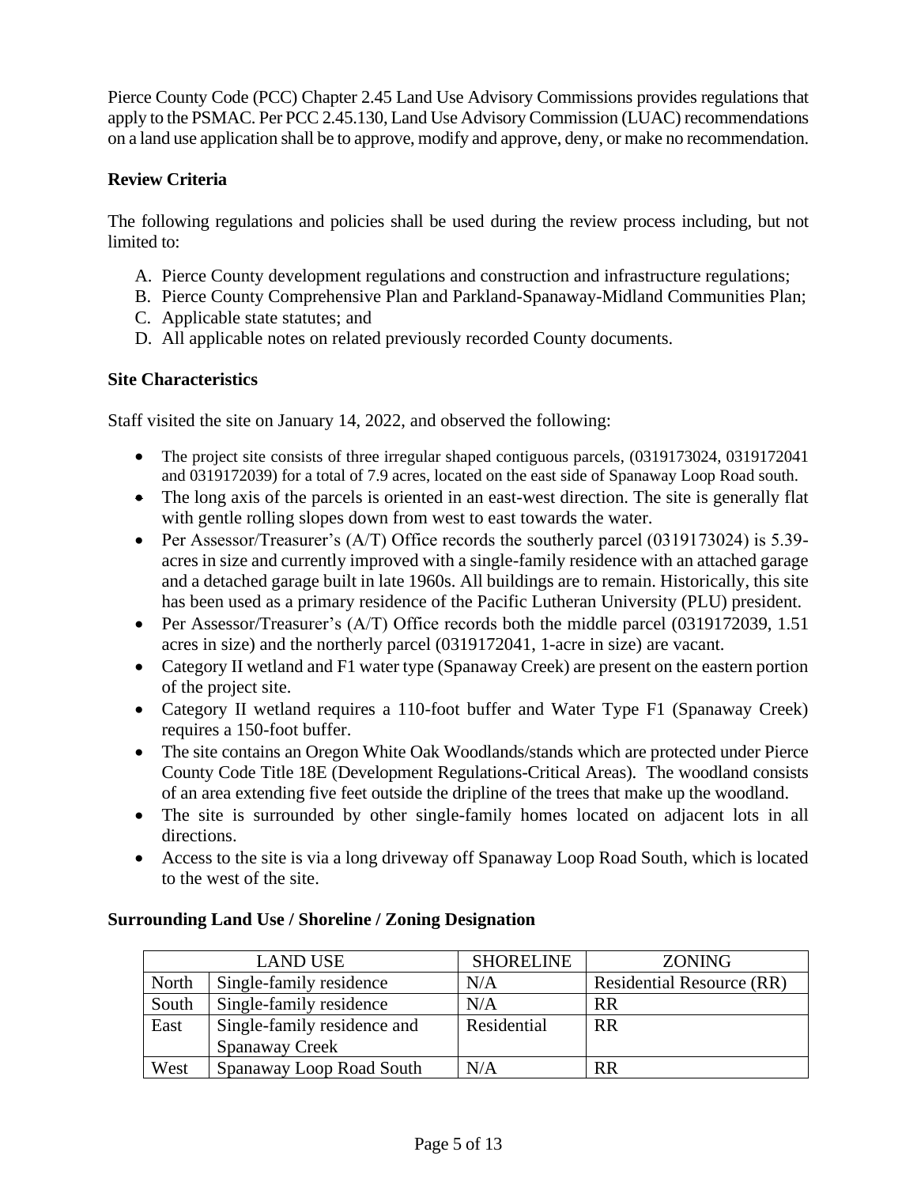Pierce County Code (PCC) Chapter 2.45 Land Use Advisory Commissions provides regulations that apply to the PSMAC. Per PCC 2.45.130, Land Use Advisory Commission (LUAC) recommendations on a land use application shall be to approve, modify and approve, deny, or make no recommendation.

**Review Criteria**

The following regulations and policies shall be used during the review process including, but not limited to:

A. Pierce County development regulations and construction and infrastructure regulations;
B. Pierce County Comprehensive Plan and Parkland-Spanaway-Midland Communities Plan;
C. Applicable state statutes; and
D. All applicable notes on related previously recorded County documents.

**Site Characteristics**

Staff visited the site on January 14, 2022, and observed the following:

- The project site consists of three irregular shaped contiguous parcels, (0319173024, 0319172041 and 0319172039) for a total of 7.9 acres, located on the east side of Spanaway Loop Road south.
- The long axis of the parcels is oriented in an east-west direction. The site is generally flat with gentle rolling slopes down from west to east towards the water.
- Per Assessor/Treasurer's (A/T) Office records the southerly parcel (0319173024) is 5.39-acres in size and currently improved with a single-family residence with an attached garage and a detached garage built in late 1960s. All buildings are to remain. Historically, this site has been used as a primary residence of the Pacific Lutheran University (PLU) president.
- Per Assessor/Treasurer's (A/T) Office records both the middle parcel (0319172039, 1.51 acres in size) and the northerly parcel (0319172041, 1-acre in size) are vacant.
- Category II wetland and F1 water type (Spanaway Creek) are present on the eastern portion of the project site.
- Category II wetland requires a 110-foot buffer and Water Type F1 (Spanaway Creek) requires a 150-foot buffer.
- The site contains an Oregon White Oak Woodlands/stands which are protected under Pierce County Code Title 18E (Development Regulations-Critical Areas). The woodland consists of an area extending five feet outside the dripline of the trees that make up the woodland.
- The site is surrounded by other single-family homes located on adjacent lots in all directions.
- Access to the site is via a long driveway off Spanaway Loop Road South, which is located to the west of the site.

**Surrounding Land Use / Shoreline / Zoning Designation**

| LAND USE | | SHORELINE | ZONING |
|---|---|---|---|
| North | Single-family residence | N/A | Residential Resource (RR) |
| South | Single-family residence | N/A | RR |
| East | Single-family residence and Spanaway Creek | Residential | RR |
| West | Spanaway Loop Road South | N/A | RR |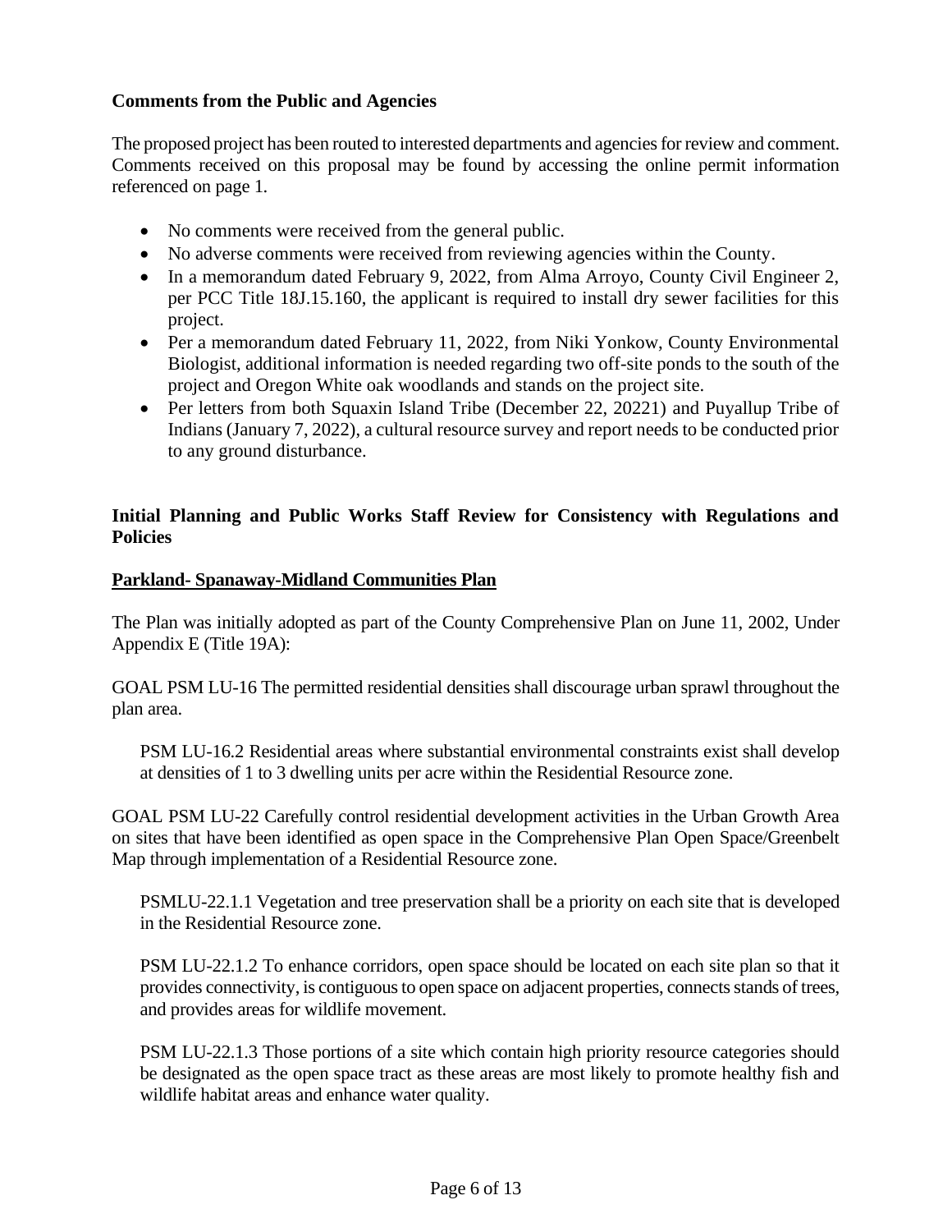**Comments from the Public and Agencies**

The proposed project has been routed to interested departments and agencies for review and comment. Comments received on this proposal may be found by accessing the online permit information referenced on page 1.

- No comments were received from the general public.
- No adverse comments were received from reviewing agencies within the County.
- In a memorandum dated February 9, 2022, from Alma Arroyo, County Civil Engineer 2, per PCC Title 18J.15.160, the applicant is required to install dry sewer facilities for this project.
- Per a memorandum dated February 11, 2022, from Niki Yonkow, County Environmental Biologist, additional information is needed regarding two off-site ponds to the south of the project and Oregon White oak woodlands and stands on the project site.
- Per letters from both Squaxin Island Tribe (December 22, 20221) and Puyallup Tribe of Indians (January 7, 2022), a cultural resource survey and report needs to be conducted prior to any ground disturbance.

**Initial Planning and Public Works Staff Review for Consistency with Regulations and Policies**

**Parkland- Spanaway-Midland Communities Plan**

The Plan was initially adopted as part of the County Comprehensive Plan on June 11, 2002, Under Appendix E (Title 19A):

GOAL PSM LU-16 The permitted residential densities shall discourage urban sprawl throughout the plan area.

> PSM LU-16.2 Residential areas where substantial environmental constraints exist shall develop at densities of 1 to 3 dwelling units per acre within the Residential Resource zone.

GOAL PSM LU-22 Carefully control residential development activities in the Urban Growth Area on sites that have been identified as open space in the Comprehensive Plan Open Space/Greenbelt Map through implementation of a Residential Resource zone.

> PSMLU-22.1.1 Vegetation and tree preservation shall be a priority on each site that is developed in the Residential Resource zone.
>
> PSM LU-22.1.2 To enhance corridors, open space should be located on each site plan so that it provides connectivity, is contiguous to open space on adjacent properties, connects stands of trees, and provides areas for wildlife movement.
>
> PSM LU-22.1.3 Those portions of a site which contain high priority resource categories should be designated as the open space tract as these areas are most likely to promote healthy fish and wildlife habitat areas and enhance water quality.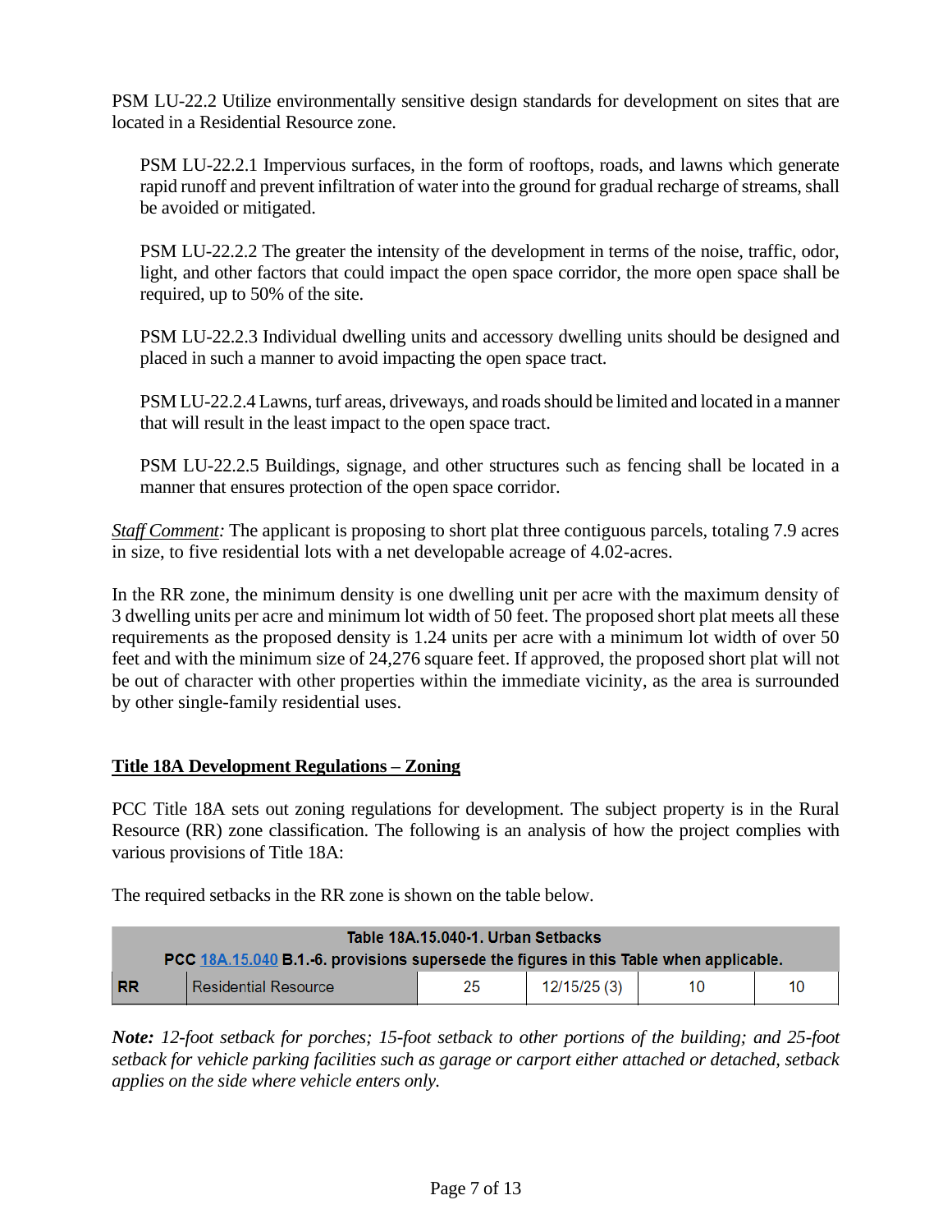PSM LU-22.2 Utilize environmentally sensitive design standards for development on sites that are located in a Residential Resource zone.

> PSM LU-22.2.1 Impervious surfaces, in the form of rooftops, roads, and lawns which generate rapid runoff and prevent infiltration of water into the ground for gradual recharge of streams, shall be avoided or mitigated.
>
> PSM LU-22.2.2 The greater the intensity of the development in terms of the noise, traffic, odor, light, and other factors that could impact the open space corridor, the more open space shall be required, up to 50% of the site.
>
> PSM LU-22.2.3 Individual dwelling units and accessory dwelling units should be designed and placed in such a manner to avoid impacting the open space tract.
>
> PSM LU-22.2.4 Lawns, turf areas, driveways, and roads should be limited and located in a manner that will result in the least impact to the open space tract.
>
> PSM LU-22.2.5 Buildings, signage, and other structures such as fencing shall be located in a manner that ensures protection of the open space corridor.

*Staff Comment:* The applicant is proposing to short plat three contiguous parcels, totaling 7.9 acres in size, to five residential lots with a net developable acreage of 4.02-acres.

In the RR zone, the minimum density is one dwelling unit per acre with the maximum density of 3 dwelling units per acre and minimum lot width of 50 feet. The proposed short plat meets all these requirements as the proposed density is 1.24 units per acre with a minimum lot width of over 50 feet and with the minimum size of 24,276 square feet. If approved, the proposed short plat will not be out of character with other properties within the immediate vicinity, as the area is surrounded by other single-family residential uses.

## Title 18A Development Regulations – Zoning

PCC Title 18A sets out zoning regulations for development. The subject property is in the Rural Resource (RR) zone classification. The following is an analysis of how the project complies with various provisions of Title 18A:

The required setbacks in the RR zone is shown on the table below.

| Table 18A.15.040-1. Urban Setbacks<br>PCC 18A.15.040 B.1.-6. provisions supersede the figures in this Table when applicable. | | | | | |
|---|---|---|---|---|---|
| RR | Residential Resource | 25 | 12/15/25 (3) | 10 | 10 |

***Note:*** *12-foot setback for porches; 15-foot setback to other portions of the building; and 25-foot setback for vehicle parking facilities such as garage or carport either attached or detached, setback applies on the side where vehicle enters only.*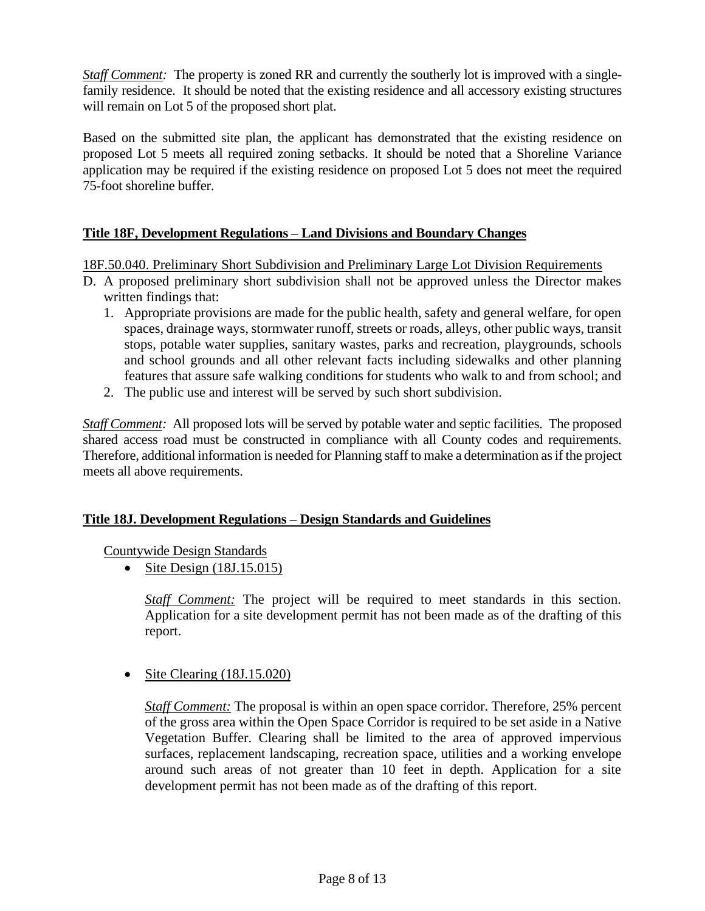*Staff Comment:* The property is zoned RR and currently the southerly lot is improved with a single-family residence. It should be noted that the existing residence and all accessory existing structures will remain on Lot 5 of the proposed short plat.

Based on the submitted site plan, the applicant has demonstrated that the existing residence on proposed Lot 5 meets all required zoning setbacks. It should be noted that a Shoreline Variance application may be required if the existing residence on proposed Lot 5 does not meet the required 75-foot shoreline buffer.

## Title 18F, Development Regulations – Land Divisions and Boundary Changes

18F.50.040. Preliminary Short Subdivision and Preliminary Large Lot Division Requirements

D. A proposed preliminary short subdivision shall not be approved unless the Director makes written findings that:
   1. Appropriate provisions are made for the public health, safety and general welfare, for open spaces, drainage ways, stormwater runoff, streets or roads, alleys, other public ways, transit stops, potable water supplies, sanitary wastes, parks and recreation, playgrounds, schools and school grounds and all other relevant facts including sidewalks and other planning features that assure safe walking conditions for students who walk to and from school; and
   2. The public use and interest will be served by such short subdivision.

*Staff Comment:* All proposed lots will be served by potable water and septic facilities. The proposed shared access road must be constructed in compliance with all County codes and requirements. Therefore, additional information is needed for Planning staff to make a determination as if the project meets all above requirements.

## Title 18J. Development Regulations – Design Standards and Guidelines

Countywide Design Standards

- Site Design (18J.15.015)

  *Staff Comment:* The project will be required to meet standards in this section. Application for a site development permit has not been made as of the drafting of this report.

- Site Clearing (18J.15.020)

  *Staff Comment:* The proposal is within an open space corridor. Therefore, 25% percent of the gross area within the Open Space Corridor is required to be set aside in a Native Vegetation Buffer. Clearing shall be limited to the area of approved impervious surfaces, replacement landscaping, recreation space, utilities and a working envelope around such areas of not greater than 10 feet in depth. Application for a site development permit has not been made as of the drafting of this report.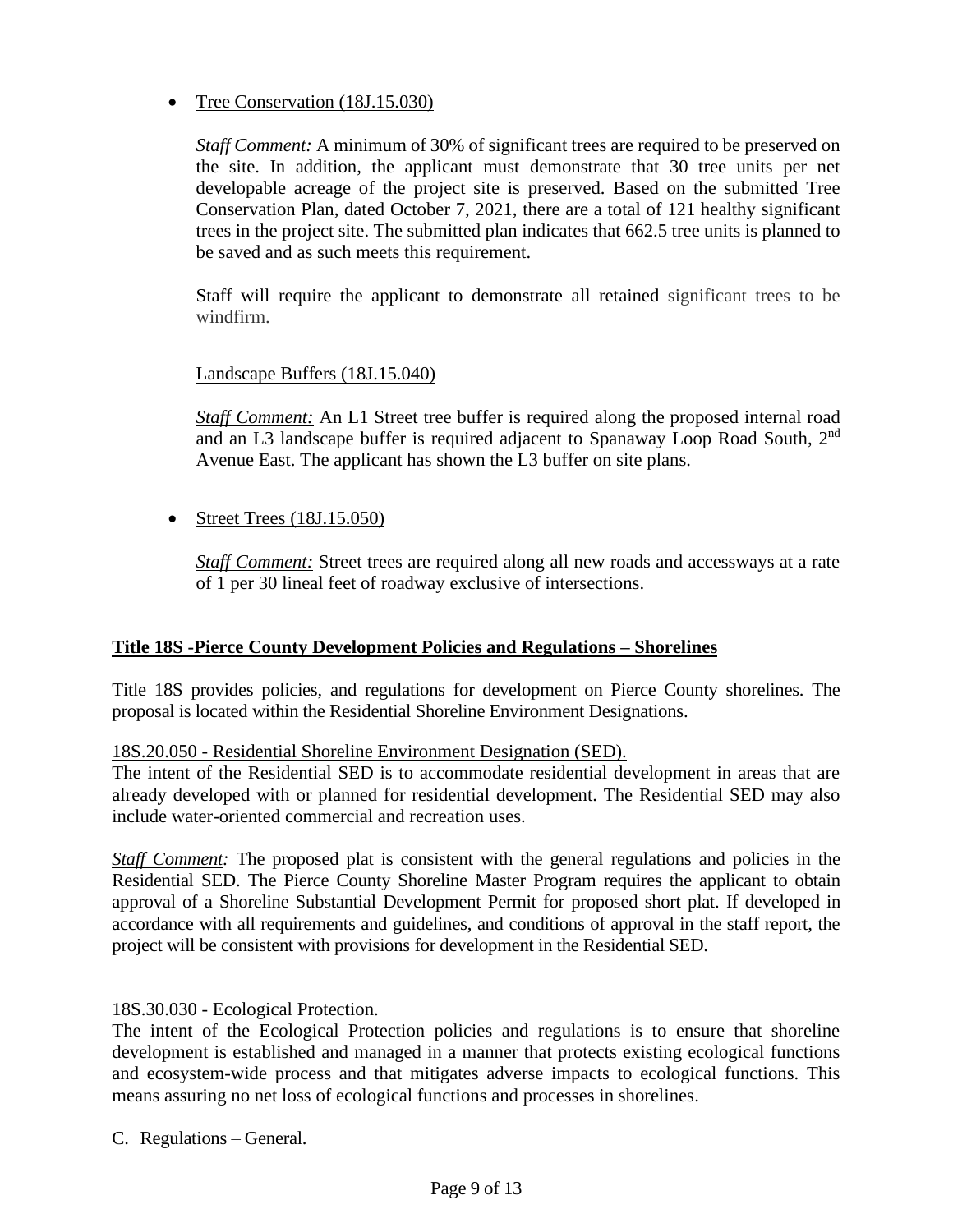- Tree Conservation (18J.15.030)

  *Staff Comment:* A minimum of 30% of significant trees are required to be preserved on the site. In addition, the applicant must demonstrate that 30 tree units per net developable acreage of the project site is preserved. Based on the submitted Tree Conservation Plan, dated October 7, 2021, there are a total of 121 healthy significant trees in the project site. The submitted plan indicates that 662.5 tree units is planned to be saved and as such meets this requirement.

  Staff will require the applicant to demonstrate all retained significant trees to be windfirm.

  Landscape Buffers (18J.15.040)

  *Staff Comment:* An L1 Street tree buffer is required along the proposed internal road and an L3 landscape buffer is required adjacent to Spanaway Loop Road South, 2nd Avenue East. The applicant has shown the L3 buffer on site plans.

- Street Trees (18J.15.050)

  *Staff Comment:* Street trees are required along all new roads and accessways at a rate of 1 per 30 lineal feet of roadway exclusive of intersections.

**Title 18S -Pierce County Development Policies and Regulations – Shorelines**

Title 18S provides policies, and regulations for development on Pierce County shorelines. The proposal is located within the Residential Shoreline Environment Designations.

18S.20.050 - Residential Shoreline Environment Designation (SED).

The intent of the Residential SED is to accommodate residential development in areas that are already developed with or planned for residential development. The Residential SED may also include water-oriented commercial and recreation uses.

*Staff Comment:* The proposed plat is consistent with the general regulations and policies in the Residential SED. The Pierce County Shoreline Master Program requires the applicant to obtain approval of a Shoreline Substantial Development Permit for proposed short plat. If developed in accordance with all requirements and guidelines, and conditions of approval in the staff report, the project will be consistent with provisions for development in the Residential SED.

18S.30.030 - Ecological Protection.

The intent of the Ecological Protection policies and regulations is to ensure that shoreline development is established and managed in a manner that protects existing ecological functions and ecosystem-wide process and that mitigates adverse impacts to ecological functions. This means assuring no net loss of ecological functions and processes in shorelines.

C. Regulations – General.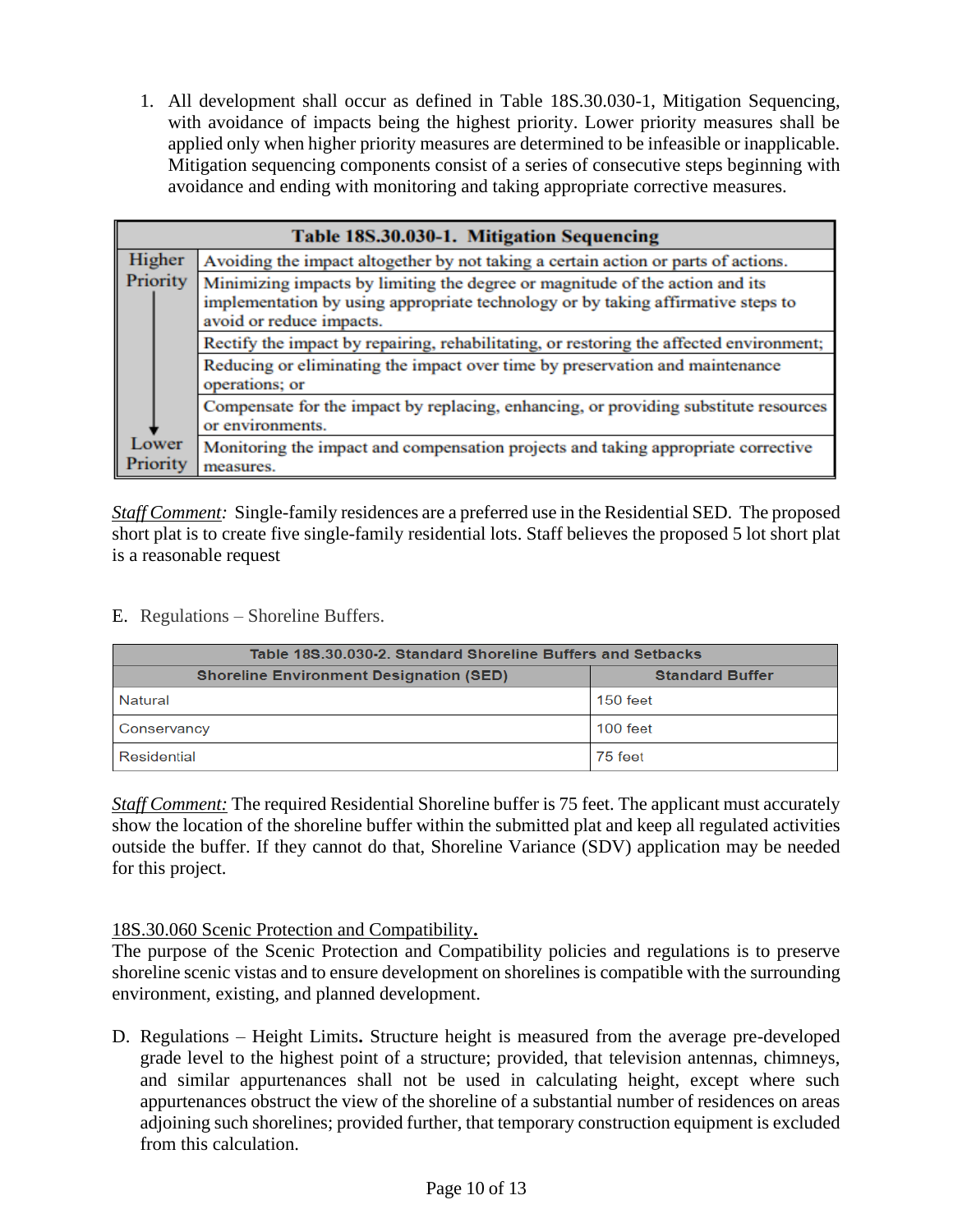1. All development shall occur as defined in Table 18S.30.030-1, Mitigation Sequencing, with avoidance of impacts being the highest priority. Lower priority measures shall be applied only when higher priority measures are determined to be infeasible or inapplicable. Mitigation sequencing components consist of a series of consecutive steps beginning with avoidance and ending with monitoring and taking appropriate corrective measures.

| Table 18S.30.030-1. Mitigation Sequencing | |
|---|---|
| Higher Priority | Avoiding the impact altogether by not taking a certain action or parts of actions. |
| | Minimizing impacts by limiting the degree or magnitude of the action and its implementation by using appropriate technology or by taking affirmative steps to avoid or reduce impacts. |
| | Rectify the impact by repairing, rehabilitating, or restoring the affected environment; |
| | Reducing or eliminating the impact over time by preservation and maintenance operations; or |
| | Compensate for the impact by replacing, enhancing, or providing substitute resources or environments. |
| Lower Priority | Monitoring the impact and compensation projects and taking appropriate corrective measures. |

*<u>Staff Comment</u>:* Single-family residences are a preferred use in the Residential SED. The proposed short plat is to create five single-family residential lots. Staff believes the proposed 5 lot short plat is a reasonable request

E. Regulations – Shoreline Buffers.

| Table 18S.30.030-2. Standard Shoreline Buffers and Setbacks | |
|---|---|
| **Shoreline Environment Designation (SED)** | **Standard Buffer** |
| Natural | 150 feet |
| Conservancy | 100 feet |
| Residential | 75 feet |

*<u>Staff Comment:</u>* The required Residential Shoreline buffer is 75 feet. The applicant must accurately show the location of the shoreline buffer within the submitted plat and keep all regulated activities outside the buffer. If they cannot do that, Shoreline Variance (SDV) application may be needed for this project.

<u>18S.30.060 Scenic Protection and Compatibility</u>**.**

The purpose of the Scenic Protection and Compatibility policies and regulations is to preserve shoreline scenic vistas and to ensure development on shorelines is compatible with the surrounding environment, existing, and planned development.

D. Regulations – Height Limits**.** Structure height is measured from the average pre-developed grade level to the highest point of a structure; provided, that television antennas, chimneys, and similar appurtenances shall not be used in calculating height, except where such appurtenances obstruct the view of the shoreline of a substantial number of residences on areas adjoining such shorelines; provided further, that temporary construction equipment is excluded from this calculation.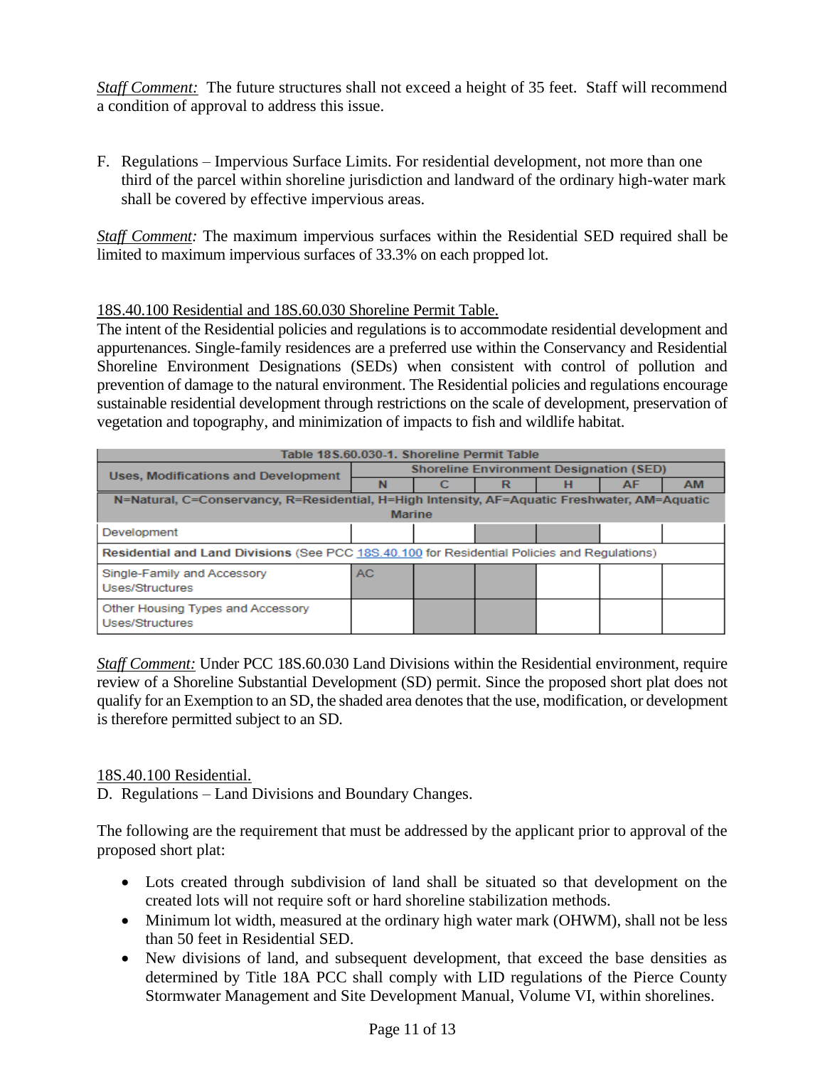*Staff Comment:* The future structures shall not exceed a height of 35 feet. Staff will recommend a condition of approval to address this issue.

F. Regulations – Impervious Surface Limits. For residential development, not more than one third of the parcel within shoreline jurisdiction and landward of the ordinary high-water mark shall be covered by effective impervious areas.

*Staff Comment:* The maximum impervious surfaces within the Residential SED required shall be limited to maximum impervious surfaces of 33.3% on each propped lot.

18S.40.100 Residential and 18S.60.030 Shoreline Permit Table.

The intent of the Residential policies and regulations is to accommodate residential development and appurtenances. Single-family residences are a preferred use within the Conservancy and Residential Shoreline Environment Designations (SEDs) when consistent with control of pollution and prevention of damage to the natural environment. The Residential policies and regulations encourage sustainable residential development through restrictions on the scale of development, preservation of vegetation and topography, and minimization of impacts to fish and wildlife habitat.

| Table 18S.60.030-1. Shoreline Permit Table | | | | | | |
|---|---|---|---|---|---|---|
| Uses, Modifications and Development | Shoreline Environment Designation (SED) | | | | | |
| | N | C | R | H | AF | AM |
| N=Natural, C=Conservancy, R=Residential, H=High Intensity, AF=Aquatic Freshwater, AM=Aquatic Marine | | | | | | |
| Development | | | | | | |
| Residential and Land Divisions (See PCC 18S.40.100 for Residential Policies and Regulations) | | | | | | |
| Single-Family and Accessory Uses/Structures | AC | | | | | |
| Other Housing Types and Accessory Uses/Structures | | | | | | |

*Staff Comment:* Under PCC 18S.60.030 Land Divisions within the Residential environment, require review of a Shoreline Substantial Development (SD) permit. Since the proposed short plat does not qualify for an Exemption to an SD, the shaded area denotes that the use, modification, or development is therefore permitted subject to an SD.

18S.40.100 Residential.

D. Regulations – Land Divisions and Boundary Changes.

The following are the requirement that must be addressed by the applicant prior to approval of the proposed short plat:

- Lots created through subdivision of land shall be situated so that development on the created lots will not require soft or hard shoreline stabilization methods.
- Minimum lot width, measured at the ordinary high water mark (OHWM), shall not be less than 50 feet in Residential SED.
- New divisions of land, and subsequent development, that exceed the base densities as determined by Title 18A PCC shall comply with LID regulations of the Pierce County Stormwater Management and Site Development Manual, Volume VI, within shorelines.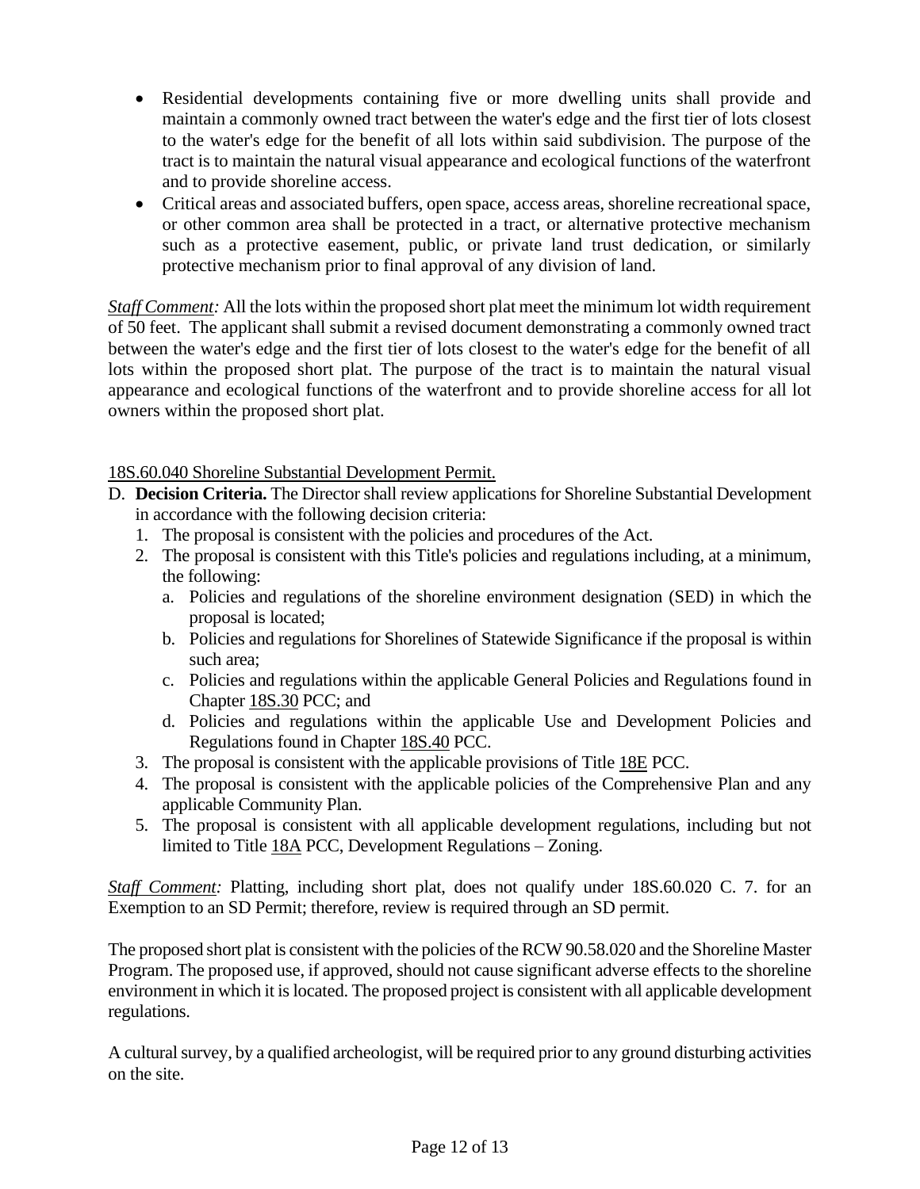- Residential developments containing five or more dwelling units shall provide and maintain a commonly owned tract between the water's edge and the first tier of lots closest to the water's edge for the benefit of all lots within said subdivision. The purpose of the tract is to maintain the natural visual appearance and ecological functions of the waterfront and to provide shoreline access.
- Critical areas and associated buffers, open space, access areas, shoreline recreational space, or other common area shall be protected in a tract, or alternative protective mechanism such as a protective easement, public, or private land trust dedication, or similarly protective mechanism prior to final approval of any division of land.

*Staff Comment:* All the lots within the proposed short plat meet the minimum lot width requirement of 50 feet. The applicant shall submit a revised document demonstrating a commonly owned tract between the water's edge and the first tier of lots closest to the water's edge for the benefit of all lots within the proposed short plat. The purpose of the tract is to maintain the natural visual appearance and ecological functions of the waterfront and to provide shoreline access for all lot owners within the proposed short plat.

18S.60.040 Shoreline Substantial Development Permit.

D. **Decision Criteria.** The Director shall review applications for Shoreline Substantial Development in accordance with the following decision criteria:
   1. The proposal is consistent with the policies and procedures of the Act.
   2. The proposal is consistent with this Title's policies and regulations including, at a minimum, the following:
      a. Policies and regulations of the shoreline environment designation (SED) in which the proposal is located;
      b. Policies and regulations for Shorelines of Statewide Significance if the proposal is within such area;
      c. Policies and regulations within the applicable General Policies and Regulations found in Chapter 18S.30 PCC; and
      d. Policies and regulations within the applicable Use and Development Policies and Regulations found in Chapter 18S.40 PCC.
   3. The proposal is consistent with the applicable provisions of Title 18E PCC.
   4. The proposal is consistent with the applicable policies of the Comprehensive Plan and any applicable Community Plan.
   5. The proposal is consistent with all applicable development regulations, including but not limited to Title 18A PCC, Development Regulations – Zoning.

*Staff Comment:* Platting, including short plat, does not qualify under 18S.60.020 C. 7. for an Exemption to an SD Permit; therefore, review is required through an SD permit.

The proposed short plat is consistent with the policies of the RCW 90.58.020 and the Shoreline Master Program. The proposed use, if approved, should not cause significant adverse effects to the shoreline environment in which it is located. The proposed project is consistent with all applicable development regulations.

A cultural survey, by a qualified archeologist, will be required prior to any ground disturbing activities on the site.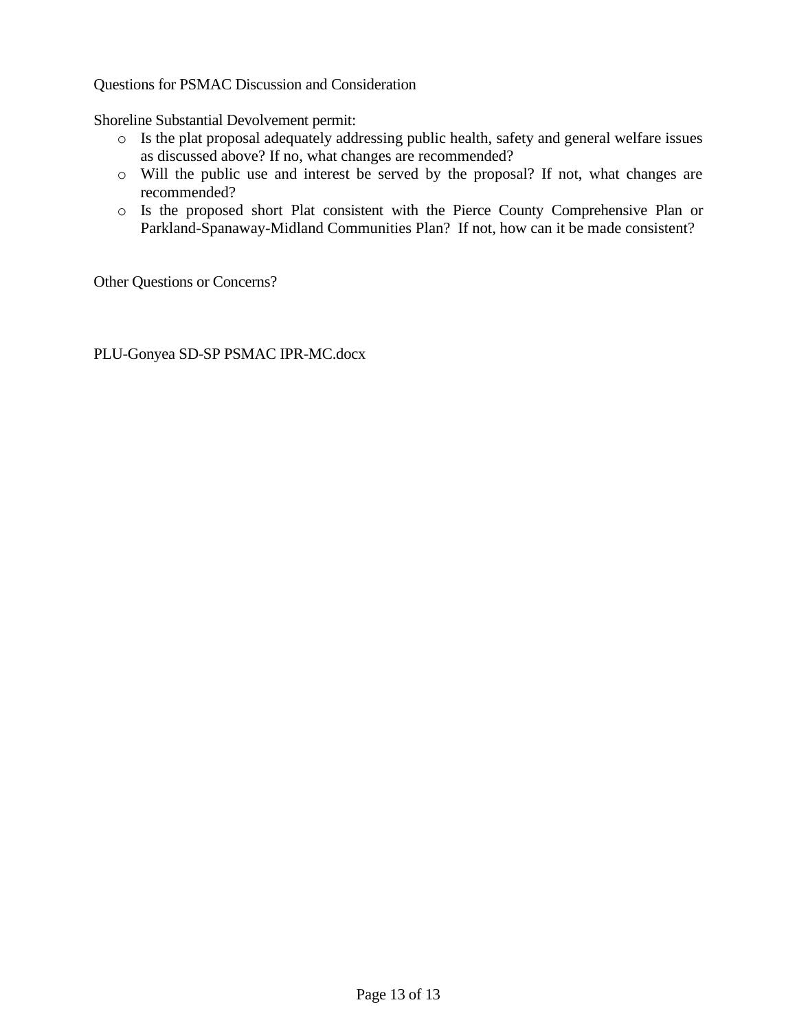Questions for PSMAC Discussion and Consideration

Shoreline Substantial Devolvement permit:

- Is the plat proposal adequately addressing public health, safety and general welfare issues as discussed above? If no, what changes are recommended?
- Will the public use and interest be served by the proposal? If not, what changes are recommended?
- Is the proposed short Plat consistent with the Pierce County Comprehensive Plan or Parkland-Spanaway-Midland Communities Plan? If not, how can it be made consistent?

Other Questions or Concerns?

PLU-Gonyea SD-SP PSMAC IPR-MC.docx